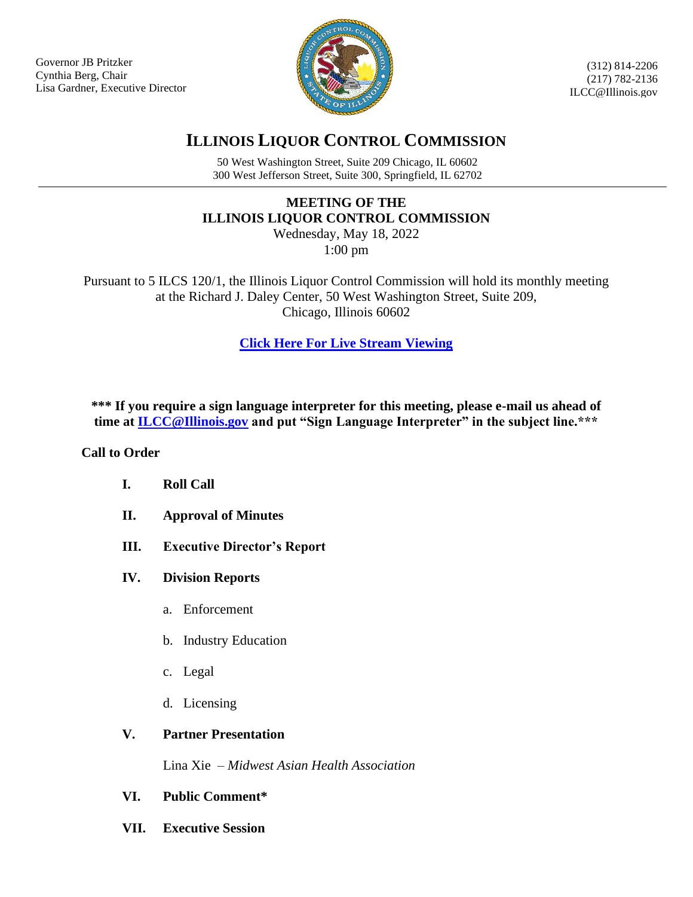Governor JB Pritzker
Cynthia Berg, Chair
Lisa Gardner, Executive Director

(312) 814-2206
(217) 782-2136
ILCC@Illinois.gov

# ILLINOIS LIQUOR CONTROL COMMISSION

50 West Washington Street, Suite 209 Chicago, IL 60602
300 West Jefferson Street, Suite 300, Springfield, IL 62702

---

## MEETING OF THE ILLINOIS LIQUOR CONTROL COMMISSION

Wednesday, May 18, 2022
1:00 pm

Pursuant to 5 ILCS 120/1, the Illinois Liquor Control Commission will hold its monthly meeting at the Richard J. Daley Center, 50 West Washington Street, Suite 209, Chicago, Illinois 60602

**Click Here For Live Stream Viewing**

**\*\*\* If you require a sign language interpreter for this meeting, please e-mail us ahead of time at ILCC@Illinois.gov and put "Sign Language Interpreter" in the subject line.\*\*\***

**Call to Order**

- **I. Roll Call**
- **II. Approval of Minutes**
- **III. Executive Director's Report**
- **IV. Division Reports**
  - a. Enforcement
  - b. Industry Education
  - c. Legal
  - d. Licensing
- **V. Partner Presentation**

  Lina Xie – *Midwest Asian Health Association*
- **VI. Public Comment\***
- **VII. Executive Session**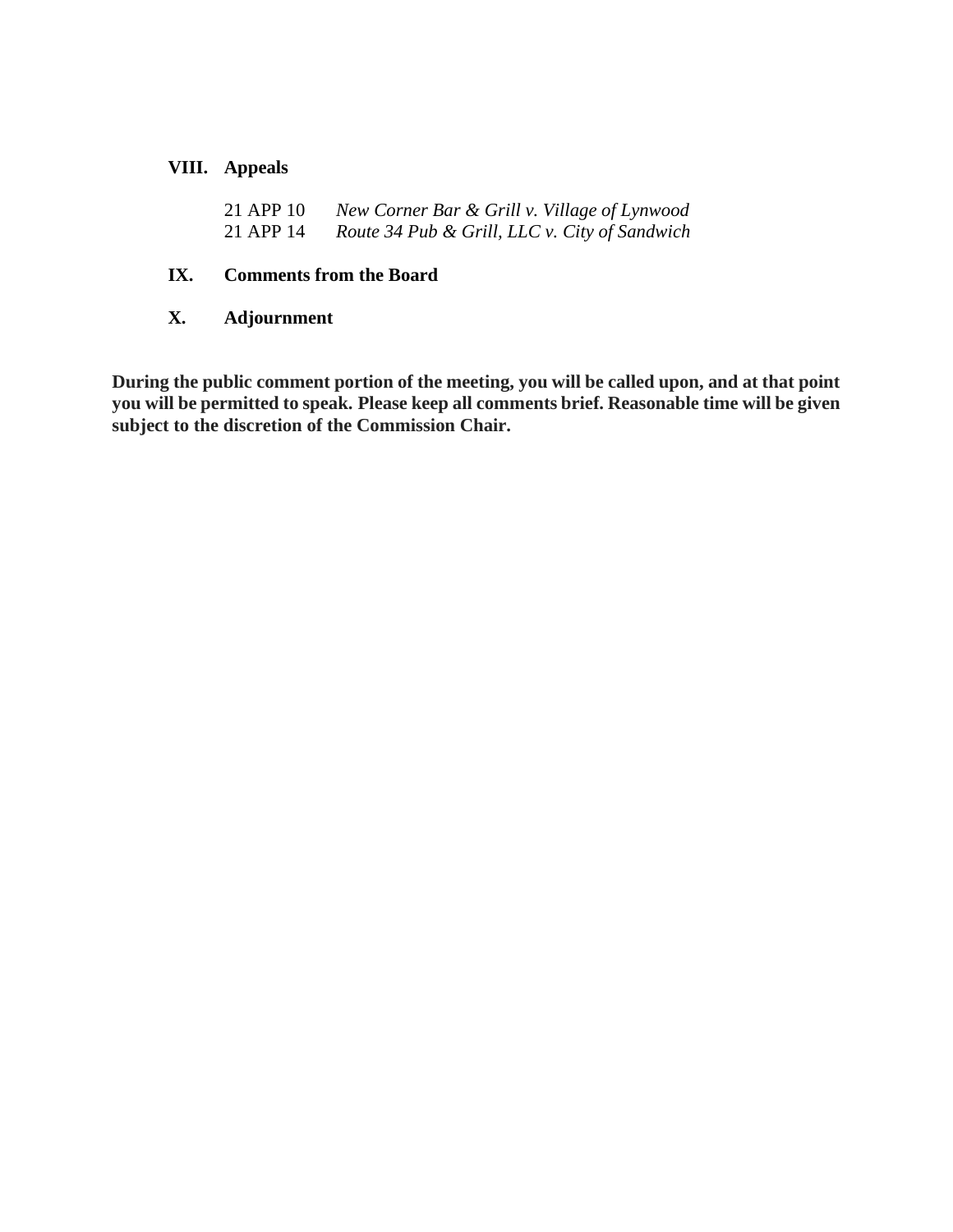## VIII. Appeals

21 APP 10 *New Corner Bar & Grill v. Village of Lynwood*
21 APP 14 *Route 34 Pub & Grill, LLC v. City of Sandwich*

## IX. Comments from the Board

## X. Adjournment

**During the public comment portion of the meeting, you will be called upon, and at that point you will be permitted to speak. Please keep all comments brief. Reasonable time will be given subject to the discretion of the Commission Chair.**